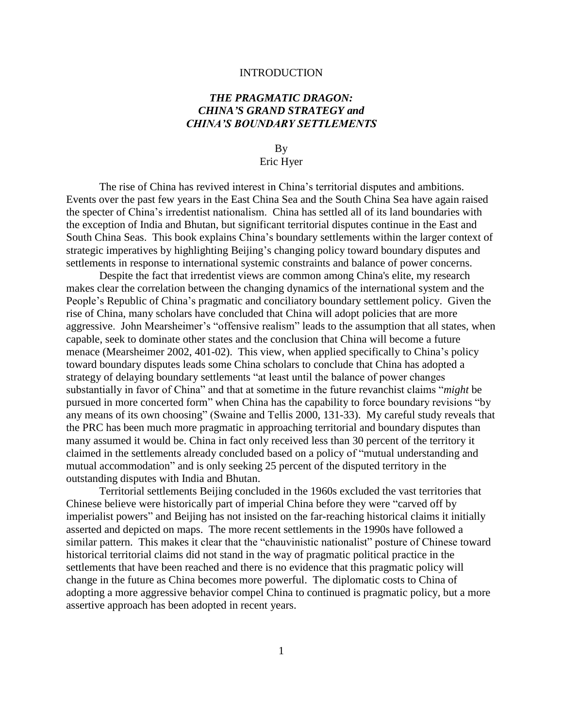# INTRODUCTION

## *THE PRAGMATIC DRAGON: CHINA'S GRAND STRATEGY and CHINA'S BOUNDARY SETTLEMENTS*

By
Eric Hyer

The rise of China has revived interest in China's territorial disputes and ambitions. Events over the past few years in the East China Sea and the South China Sea have again raised the specter of China's irredentist nationalism. China has settled all of its land boundaries with the exception of India and Bhutan, but significant territorial disputes continue in the East and South China Seas. This book explains China's boundary settlements within the larger context of strategic imperatives by highlighting Beijing's changing policy toward boundary disputes and settlements in response to international systemic constraints and balance of power concerns.

Despite the fact that irredentist views are common among China's elite, my research makes clear the correlation between the changing dynamics of the international system and the People's Republic of China's pragmatic and conciliatory boundary settlement policy. Given the rise of China, many scholars have concluded that China will adopt policies that are more aggressive. John Mearsheimer's "offensive realism" leads to the assumption that all states, when capable, seek to dominate other states and the conclusion that China will become a future menace (Mearsheimer 2002, 401-02). This view, when applied specifically to China's policy toward boundary disputes leads some China scholars to conclude that China has adopted a strategy of delaying boundary settlements "at least until the balance of power changes substantially in favor of China" and that at sometime in the future revanchist claims "*might* be pursued in more concerted form" when China has the capability to force boundary revisions "by any means of its own choosing" (Swaine and Tellis 2000, 131-33). My careful study reveals that the PRC has been much more pragmatic in approaching territorial and boundary disputes than many assumed it would be. China in fact only received less than 30 percent of the territory it claimed in the settlements already concluded based on a policy of "mutual understanding and mutual accommodation" and is only seeking 25 percent of the disputed territory in the outstanding disputes with India and Bhutan.

Territorial settlements Beijing concluded in the 1960s excluded the vast territories that Chinese believe were historically part of imperial China before they were "carved off by imperialist powers" and Beijing has not insisted on the far-reaching historical claims it initially asserted and depicted on maps. The more recent settlements in the 1990s have followed a similar pattern. This makes it clear that the "chauvinistic nationalist" posture of Chinese toward historical territorial claims did not stand in the way of pragmatic political practice in the settlements that have been reached and there is no evidence that this pragmatic policy will change in the future as China becomes more powerful. The diplomatic costs to China of adopting a more aggressive behavior compel China to continued is pragmatic policy, but a more assertive approach has been adopted in recent years.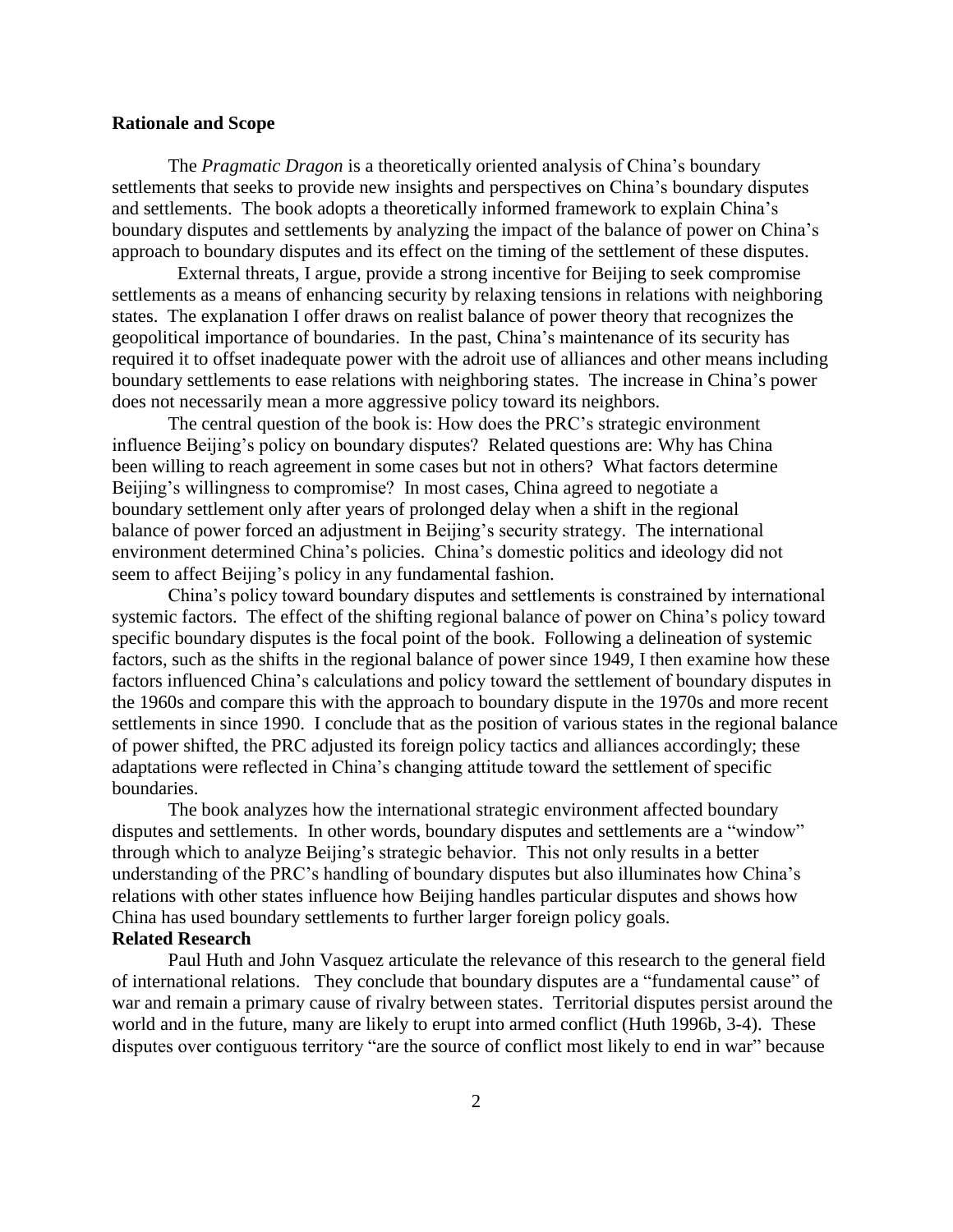**Rationale and Scope**

The *Pragmatic Dragon* is a theoretically oriented analysis of China's boundary settlements that seeks to provide new insights and perspectives on China's boundary disputes and settlements. The book adopts a theoretically informed framework to explain China's boundary disputes and settlements by analyzing the impact of the balance of power on China's approach to boundary disputes and its effect on the timing of the settlement of these disputes.

External threats, I argue, provide a strong incentive for Beijing to seek compromise settlements as a means of enhancing security by relaxing tensions in relations with neighboring states. The explanation I offer draws on realist balance of power theory that recognizes the geopolitical importance of boundaries. In the past, China's maintenance of its security has required it to offset inadequate power with the adroit use of alliances and other means including boundary settlements to ease relations with neighboring states. The increase in China's power does not necessarily mean a more aggressive policy toward its neighbors.

The central question of the book is: How does the PRC's strategic environment influence Beijing's policy on boundary disputes? Related questions are: Why has China been willing to reach agreement in some cases but not in others? What factors determine Beijing's willingness to compromise? In most cases, China agreed to negotiate a boundary settlement only after years of prolonged delay when a shift in the regional balance of power forced an adjustment in Beijing's security strategy. The international environment determined China's policies. China's domestic politics and ideology did not seem to affect Beijing's policy in any fundamental fashion.

China's policy toward boundary disputes and settlements is constrained by international systemic factors. The effect of the shifting regional balance of power on China's policy toward specific boundary disputes is the focal point of the book. Following a delineation of systemic factors, such as the shifts in the regional balance of power since 1949, I then examine how these factors influenced China's calculations and policy toward the settlement of boundary disputes in the 1960s and compare this with the approach to boundary dispute in the 1970s and more recent settlements in since 1990. I conclude that as the position of various states in the regional balance of power shifted, the PRC adjusted its foreign policy tactics and alliances accordingly; these adaptations were reflected in China's changing attitude toward the settlement of specific boundaries.

The book analyzes how the international strategic environment affected boundary disputes and settlements. In other words, boundary disputes and settlements are a "window" through which to analyze Beijing's strategic behavior. This not only results in a better understanding of the PRC's handling of boundary disputes but also illuminates how China's relations with other states influence how Beijing handles particular disputes and shows how China has used boundary settlements to further larger foreign policy goals.

**Related Research**

Paul Huth and John Vasquez articulate the relevance of this research to the general field of international relations. They conclude that boundary disputes are a "fundamental cause" of war and remain a primary cause of rivalry between states. Territorial disputes persist around the world and in the future, many are likely to erupt into armed conflict (Huth 1996b, 3-4). These disputes over contiguous territory "are the source of conflict most likely to end in war" because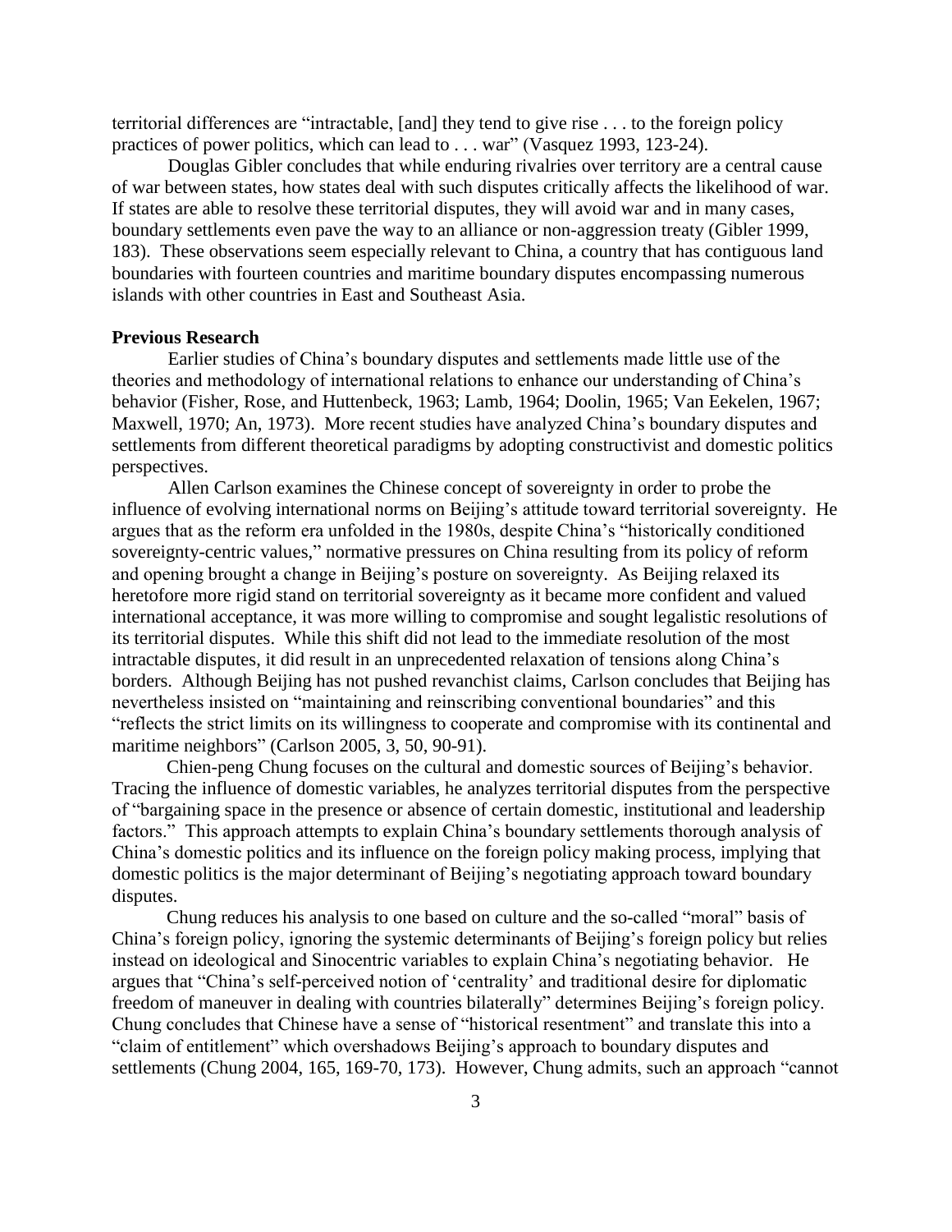territorial differences are "intractable, [and] they tend to give rise . . . to the foreign policy practices of power politics, which can lead to . . . war" (Vasquez 1993, 123-24).

Douglas Gibler concludes that while enduring rivalries over territory are a central cause of war between states, how states deal with such disputes critically affects the likelihood of war. If states are able to resolve these territorial disputes, they will avoid war and in many cases, boundary settlements even pave the way to an alliance or non-aggression treaty (Gibler 1999, 183). These observations seem especially relevant to China, a country that has contiguous land boundaries with fourteen countries and maritime boundary disputes encompassing numerous islands with other countries in East and Southeast Asia.

**Previous Research**

Earlier studies of China's boundary disputes and settlements made little use of the theories and methodology of international relations to enhance our understanding of China's behavior (Fisher, Rose, and Huttenbeck, 1963; Lamb, 1964; Doolin, 1965; Van Eekelen, 1967; Maxwell, 1970; An, 1973). More recent studies have analyzed China's boundary disputes and settlements from different theoretical paradigms by adopting constructivist and domestic politics perspectives.

Allen Carlson examines the Chinese concept of sovereignty in order to probe the influence of evolving international norms on Beijing's attitude toward territorial sovereignty. He argues that as the reform era unfolded in the 1980s, despite China's "historically conditioned sovereignty-centric values," normative pressures on China resulting from its policy of reform and opening brought a change in Beijing's posture on sovereignty. As Beijing relaxed its heretofore more rigid stand on territorial sovereignty as it became more confident and valued international acceptance, it was more willing to compromise and sought legalistic resolutions of its territorial disputes. While this shift did not lead to the immediate resolution of the most intractable disputes, it did result in an unprecedented relaxation of tensions along China's borders. Although Beijing has not pushed revanchist claims, Carlson concludes that Beijing has nevertheless insisted on "maintaining and reinscribing conventional boundaries" and this "reflects the strict limits on its willingness to cooperate and compromise with its continental and maritime neighbors" (Carlson 2005, 3, 50, 90-91).

Chien-peng Chung focuses on the cultural and domestic sources of Beijing's behavior. Tracing the influence of domestic variables, he analyzes territorial disputes from the perspective of "bargaining space in the presence or absence of certain domestic, institutional and leadership factors." This approach attempts to explain China's boundary settlements thorough analysis of China's domestic politics and its influence on the foreign policy making process, implying that domestic politics is the major determinant of Beijing's negotiating approach toward boundary disputes.

Chung reduces his analysis to one based on culture and the so-called "moral" basis of China's foreign policy, ignoring the systemic determinants of Beijing's foreign policy but relies instead on ideological and Sinocentric variables to explain China's negotiating behavior. He argues that "China's self-perceived notion of 'centrality' and traditional desire for diplomatic freedom of maneuver in dealing with countries bilaterally" determines Beijing's foreign policy. Chung concludes that Chinese have a sense of "historical resentment" and translate this into a "claim of entitlement" which overshadows Beijing's approach to boundary disputes and settlements (Chung 2004, 165, 169-70, 173). However, Chung admits, such an approach "cannot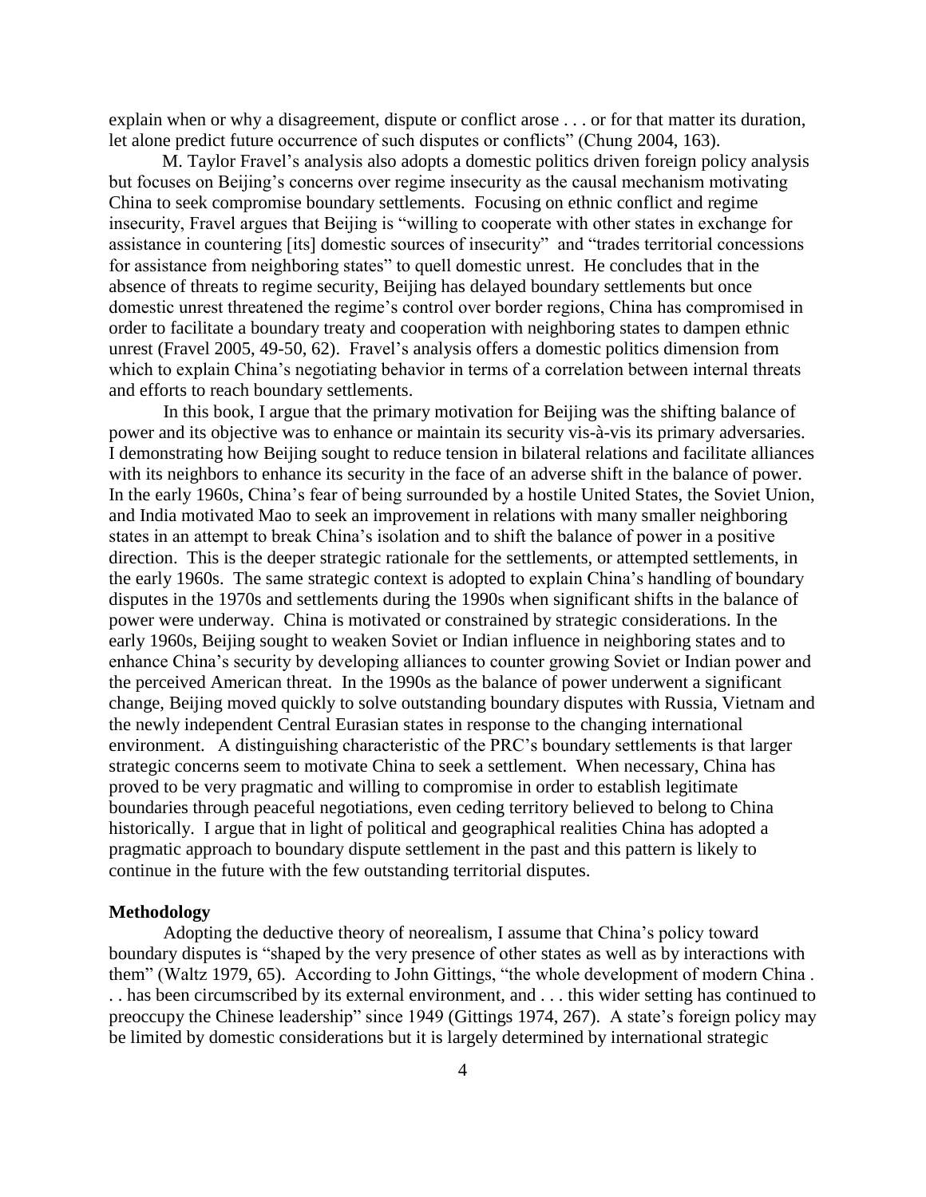explain when or why a disagreement, dispute or conflict arose . . . or for that matter its duration, let alone predict future occurrence of such disputes or conflicts" (Chung 2004, 163).

M. Taylor Fravel's analysis also adopts a domestic politics driven foreign policy analysis but focuses on Beijing's concerns over regime insecurity as the causal mechanism motivating China to seek compromise boundary settlements. Focusing on ethnic conflict and regime insecurity, Fravel argues that Beijing is "willing to cooperate with other states in exchange for assistance in countering [its] domestic sources of insecurity" and "trades territorial concessions for assistance from neighboring states" to quell domestic unrest. He concludes that in the absence of threats to regime security, Beijing has delayed boundary settlements but once domestic unrest threatened the regime's control over border regions, China has compromised in order to facilitate a boundary treaty and cooperation with neighboring states to dampen ethnic unrest (Fravel 2005, 49-50, 62). Fravel's analysis offers a domestic politics dimension from which to explain China's negotiating behavior in terms of a correlation between internal threats and efforts to reach boundary settlements.

In this book, I argue that the primary motivation for Beijing was the shifting balance of power and its objective was to enhance or maintain its security vis-à-vis its primary adversaries. I demonstrating how Beijing sought to reduce tension in bilateral relations and facilitate alliances with its neighbors to enhance its security in the face of an adverse shift in the balance of power. In the early 1960s, China's fear of being surrounded by a hostile United States, the Soviet Union, and India motivated Mao to seek an improvement in relations with many smaller neighboring states in an attempt to break China's isolation and to shift the balance of power in a positive direction. This is the deeper strategic rationale for the settlements, or attempted settlements, in the early 1960s. The same strategic context is adopted to explain China's handling of boundary disputes in the 1970s and settlements during the 1990s when significant shifts in the balance of power were underway. China is motivated or constrained by strategic considerations. In the early 1960s, Beijing sought to weaken Soviet or Indian influence in neighboring states and to enhance China's security by developing alliances to counter growing Soviet or Indian power and the perceived American threat. In the 1990s as the balance of power underwent a significant change, Beijing moved quickly to solve outstanding boundary disputes with Russia, Vietnam and the newly independent Central Eurasian states in response to the changing international environment. A distinguishing characteristic of the PRC's boundary settlements is that larger strategic concerns seem to motivate China to seek a settlement. When necessary, China has proved to be very pragmatic and willing to compromise in order to establish legitimate boundaries through peaceful negotiations, even ceding territory believed to belong to China historically. I argue that in light of political and geographical realities China has adopted a pragmatic approach to boundary dispute settlement in the past and this pattern is likely to continue in the future with the few outstanding territorial disputes.

**Methodology**

Adopting the deductive theory of neorealism, I assume that China's policy toward boundary disputes is "shaped by the very presence of other states as well as by interactions with them" (Waltz 1979, 65). According to John Gittings, "the whole development of modern China . . . has been circumscribed by its external environment, and . . . this wider setting has continued to preoccupy the Chinese leadership" since 1949 (Gittings 1974, 267). A state's foreign policy may be limited by domestic considerations but it is largely determined by international strategic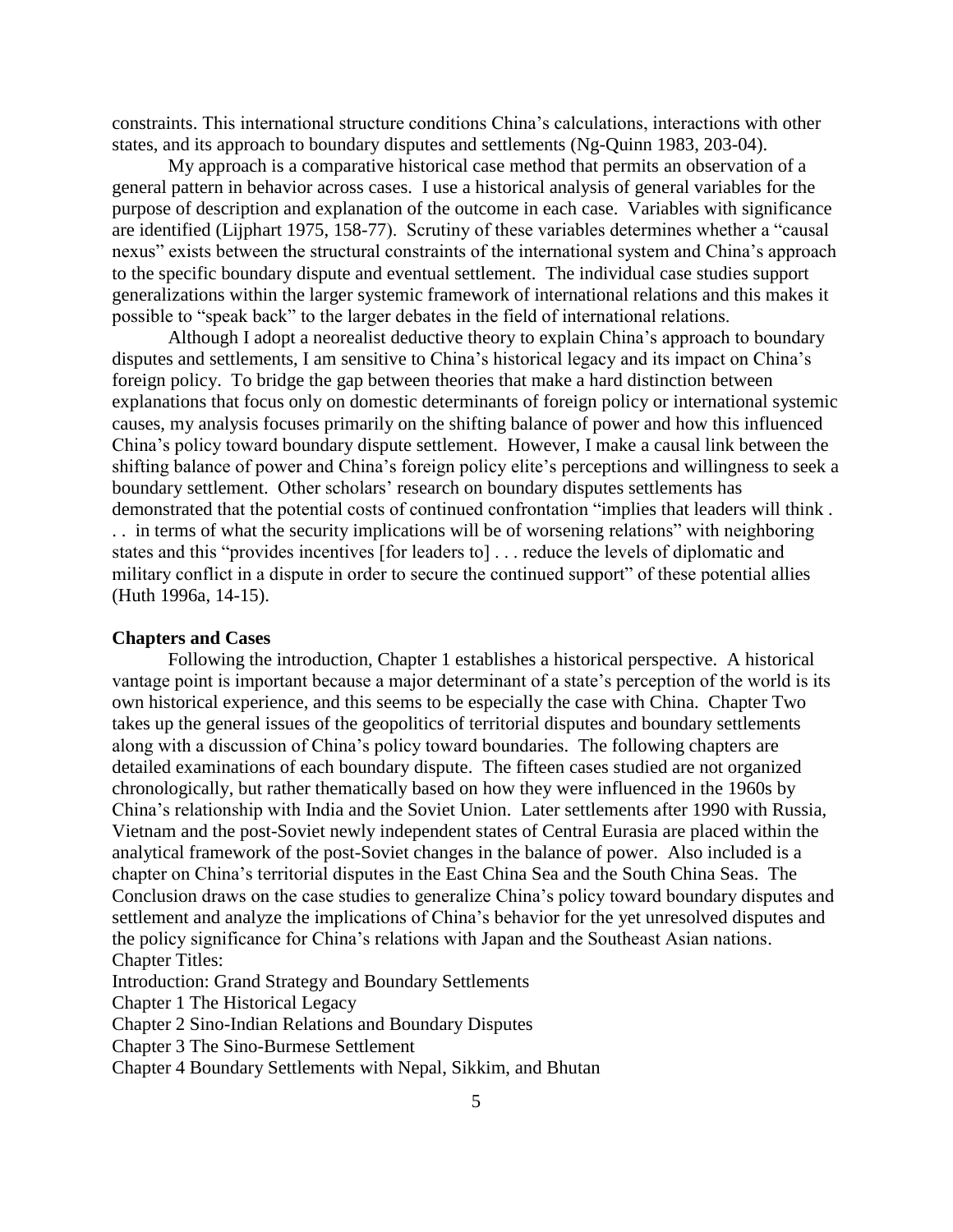constraints. This international structure conditions China's calculations, interactions with other states, and its approach to boundary disputes and settlements (Ng-Quinn 1983, 203-04).

My approach is a comparative historical case method that permits an observation of a general pattern in behavior across cases. I use a historical analysis of general variables for the purpose of description and explanation of the outcome in each case. Variables with significance are identified (Lijphart 1975, 158-77). Scrutiny of these variables determines whether a "causal nexus" exists between the structural constraints of the international system and China's approach to the specific boundary dispute and eventual settlement. The individual case studies support generalizations within the larger systemic framework of international relations and this makes it possible to "speak back" to the larger debates in the field of international relations.

Although I adopt a neorealist deductive theory to explain China's approach to boundary disputes and settlements, I am sensitive to China's historical legacy and its impact on China's foreign policy. To bridge the gap between theories that make a hard distinction between explanations that focus only on domestic determinants of foreign policy or international systemic causes, my analysis focuses primarily on the shifting balance of power and how this influenced China's policy toward boundary dispute settlement. However, I make a causal link between the shifting balance of power and China's foreign policy elite's perceptions and willingness to seek a boundary settlement. Other scholars' research on boundary disputes settlements has demonstrated that the potential costs of continued confrontation "implies that leaders will think . . . in terms of what the security implications will be of worsening relations" with neighboring states and this "provides incentives [for leaders to] . . . reduce the levels of diplomatic and military conflict in a dispute in order to secure the continued support" of these potential allies (Huth 1996a, 14-15).

**Chapters and Cases**

Following the introduction, Chapter 1 establishes a historical perspective. A historical vantage point is important because a major determinant of a state's perception of the world is its own historical experience, and this seems to be especially the case with China. Chapter Two takes up the general issues of the geopolitics of territorial disputes and boundary settlements along with a discussion of China's policy toward boundaries. The following chapters are detailed examinations of each boundary dispute. The fifteen cases studied are not organized chronologically, but rather thematically based on how they were influenced in the 1960s by China's relationship with India and the Soviet Union. Later settlements after 1990 with Russia, Vietnam and the post-Soviet newly independent states of Central Eurasia are placed within the analytical framework of the post-Soviet changes in the balance of power. Also included is a chapter on China's territorial disputes in the East China Sea and the South China Seas. The Conclusion draws on the case studies to generalize China's policy toward boundary disputes and settlement and analyze the implications of China's behavior for the yet unresolved disputes and the policy significance for China's relations with Japan and the Southeast Asian nations.

Chapter Titles:

Introduction: Grand Strategy and Boundary Settlements

Chapter 1 The Historical Legacy

Chapter 2 Sino-Indian Relations and Boundary Disputes

Chapter 3 The Sino-Burmese Settlement

Chapter 4 Boundary Settlements with Nepal, Sikkim, and Bhutan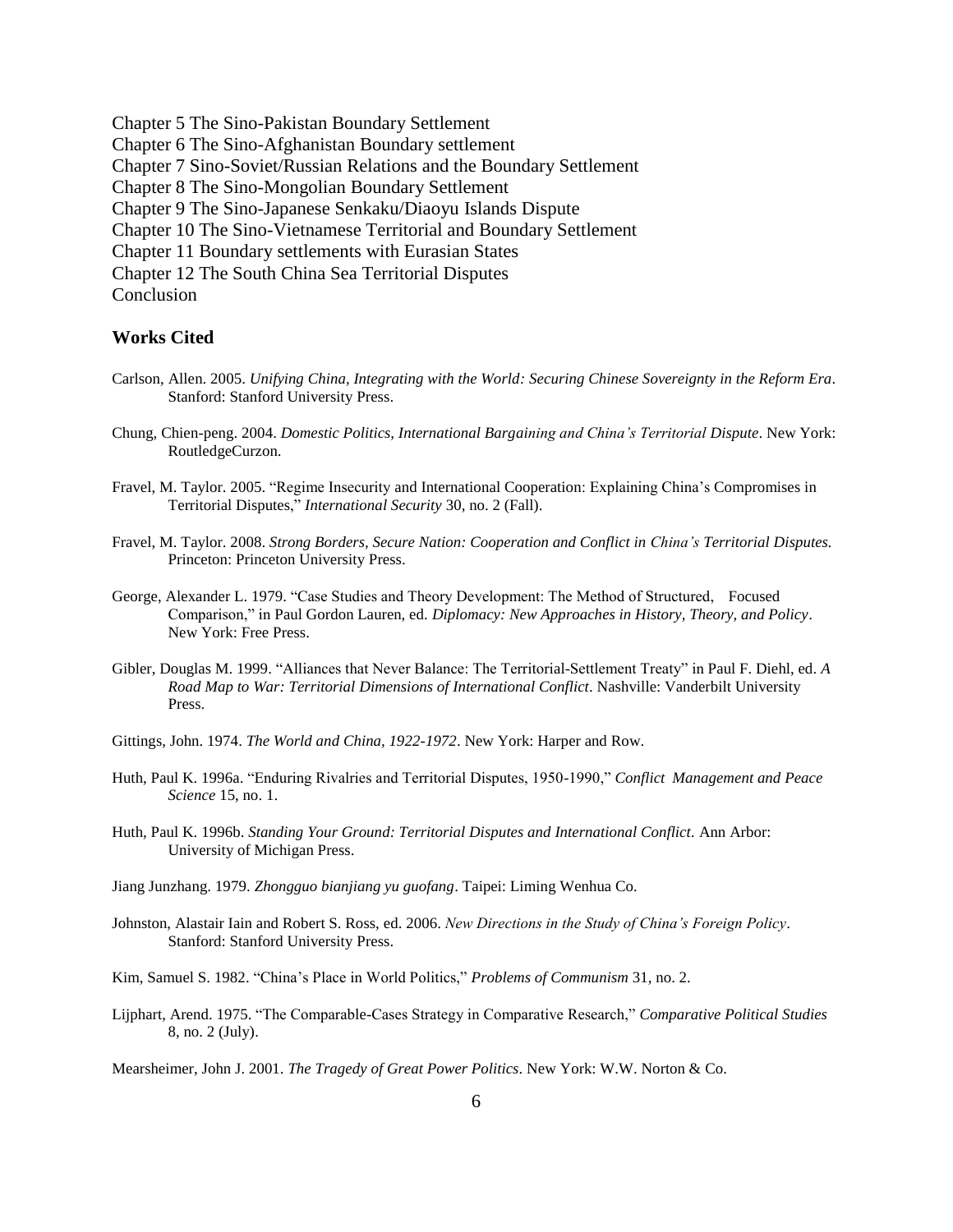Chapter 5 The Sino-Pakistan Boundary Settlement
Chapter 6 The Sino-Afghanistan Boundary settlement
Chapter 7 Sino-Soviet/Russian Relations and the Boundary Settlement
Chapter 8 The Sino-Mongolian Boundary Settlement
Chapter 9 The Sino-Japanese Senkaku/Diaoyu Islands Dispute
Chapter 10 The Sino-Vietnamese Territorial and Boundary Settlement
Chapter 11 Boundary settlements with Eurasian States
Chapter 12 The South China Sea Territorial Disputes
Conclusion

## Works Cited

Carlson, Allen. 2005. *Unifying China, Integrating with the World: Securing Chinese Sovereignty in the Reform Era*. Stanford: Stanford University Press.

Chung, Chien-peng. 2004. *Domestic Politics, International Bargaining and China's Territorial Dispute*. New York: RoutledgeCurzon.

Fravel, M. Taylor. 2005. "Regime Insecurity and International Cooperation: Explaining China's Compromises in Territorial Disputes," *International Security* 30, no. 2 (Fall).

Fravel, M. Taylor. 2008. *Strong Borders, Secure Nation: Cooperation and Conflict in China's Territorial Disputes.* Princeton: Princeton University Press.

George, Alexander L. 1979. "Case Studies and Theory Development: The Method of Structured, Focused Comparison," in Paul Gordon Lauren, ed. *Diplomacy: New Approaches in History, Theory, and Policy*. New York: Free Press.

Gibler, Douglas M. 1999. "Alliances that Never Balance: The Territorial-Settlement Treaty" in Paul F. Diehl, ed. *A Road Map to War: Territorial Dimensions of International Conflict*. Nashville: Vanderbilt University Press.

Gittings, John. 1974. *The World and China, 1922-1972*. New York: Harper and Row.

Huth, Paul K. 1996a. "Enduring Rivalries and Territorial Disputes, 1950-1990," *Conflict Management and Peace Science* 15, no. 1.

Huth, Paul K. 1996b. *Standing Your Ground: Territorial Disputes and International Conflict.* Ann Arbor: University of Michigan Press.

Jiang Junzhang. 1979. *Zhongguo bianjiang yu guofang*. Taipei: Liming Wenhua Co.

Johnston, Alastair Iain and Robert S. Ross, ed. 2006. *New Directions in the Study of China's Foreign Policy*. Stanford: Stanford University Press.

Kim, Samuel S. 1982. "China's Place in World Politics," *Problems of Communism* 31, no. 2.

Lijphart, Arend. 1975. "The Comparable-Cases Strategy in Comparative Research," *Comparative Political Studies* 8, no. 2 (July).

Mearsheimer, John J. 2001. *The Tragedy of Great Power Politics*. New York: W.W. Norton & Co.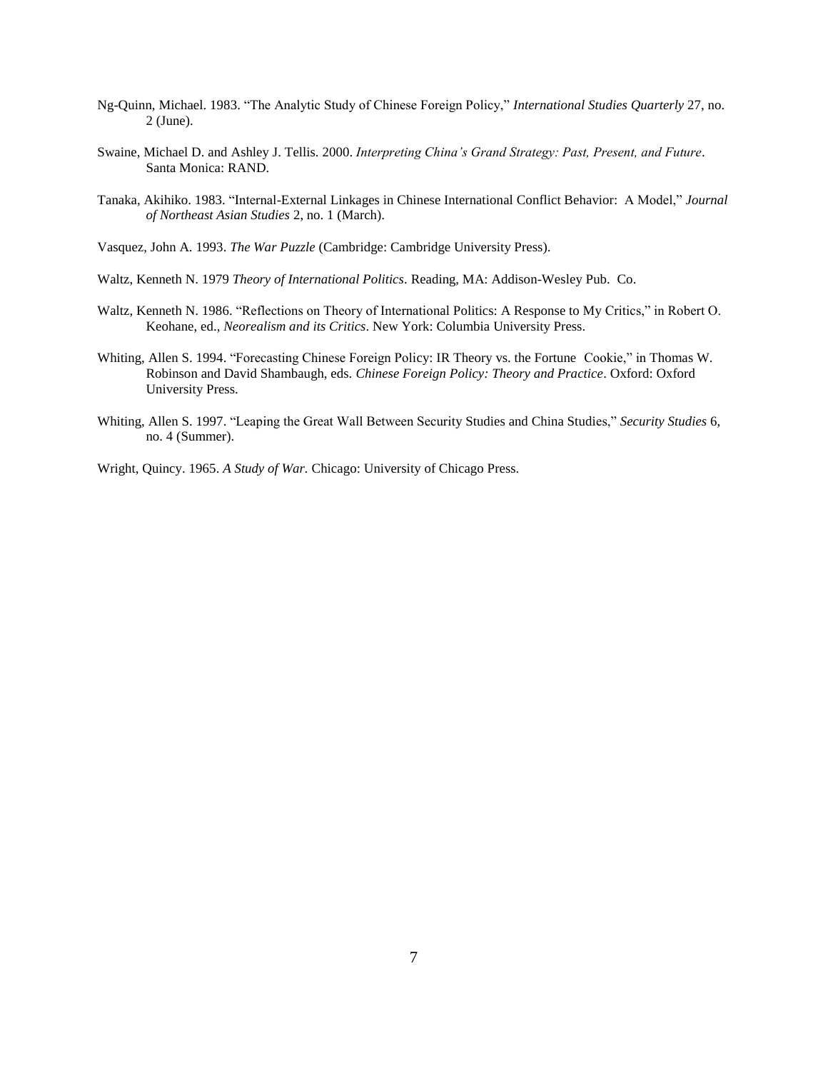Ng-Quinn, Michael. 1983. "The Analytic Study of Chinese Foreign Policy," *International Studies Quarterly* 27, no. 2 (June).

Swaine, Michael D. and Ashley J. Tellis. 2000. *Interpreting China's Grand Strategy: Past, Present, and Future*. Santa Monica: RAND.

Tanaka, Akihiko. 1983. "Internal-External Linkages in Chinese International Conflict Behavior: A Model," *Journal of Northeast Asian Studies* 2, no. 1 (March).

Vasquez, John A. 1993. *The War Puzzle* (Cambridge: Cambridge University Press).

Waltz, Kenneth N. 1979 *Theory of International Politics*. Reading, MA: Addison-Wesley Pub. Co.

Waltz, Kenneth N. 1986. "Reflections on Theory of International Politics: A Response to My Critics," in Robert O. Keohane, ed., *Neorealism and its Critics*. New York: Columbia University Press.

Whiting, Allen S. 1994. "Forecasting Chinese Foreign Policy: IR Theory vs. the Fortune Cookie," in Thomas W. Robinson and David Shambaugh, eds. *Chinese Foreign Policy: Theory and Practice*. Oxford: Oxford University Press.

Whiting, Allen S. 1997. "Leaping the Great Wall Between Security Studies and China Studies," *Security Studies* 6, no. 4 (Summer).

Wright, Quincy. 1965. *A Study of War*. Chicago: University of Chicago Press.